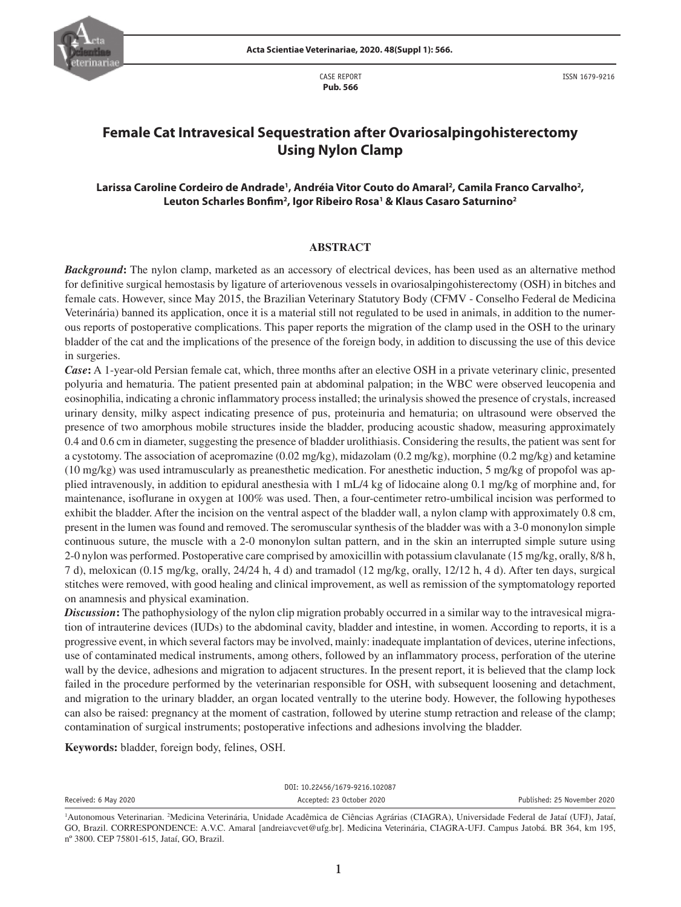CASE REPORT
**Pub. 566**

ISSN 1679-9216

# Female Cat Intravesical Sequestration after Ovariosalpingohisterectomy Using Nylon Clamp

**Larissa Caroline Cordeiro de Andrade[1], Andréia Vitor Couto do Amaral[2], Camila Franco Carvalho[2], Leuton Scharles Bonfim[2], Igor Ribeiro Rosa[1] & Klaus Casaro Saturnino[2]**

## ABSTRACT

***Background*:** The nylon clamp, marketed as an accessory of electrical devices, has been used as an alternative method for definitive surgical hemostasis by ligature of arteriovenous vessels in ovariosalpingohisterectomy (OSH) in bitches and female cats. However, since May 2015, the Brazilian Veterinary Statutory Body (CFMV - Conselho Federal de Medicina Veterinária) banned its application, once it is a material still not regulated to be used in animals, in addition to the numerous reports of postoperative complications. This paper reports the migration of the clamp used in the OSH to the urinary bladder of the cat and the implications of the presence of the foreign body, in addition to discussing the use of this device in surgeries.

***Case*:** A 1-year-old Persian female cat, which, three months after an elective OSH in a private veterinary clinic, presented polyuria and hematuria. The patient presented pain at abdominal palpation; in the WBC were observed leucopenia and eosinophilia, indicating a chronic inflammatory process installed; the urinalysis showed the presence of crystals, increased urinary density, milky aspect indicating presence of pus, proteinuria and hematuria; on ultrasound were observed the presence of two amorphous mobile structures inside the bladder, producing acoustic shadow, measuring approximately 0.4 and 0.6 cm in diameter, suggesting the presence of bladder urolithiasis. Considering the results, the patient was sent for a cystotomy. The association of acepromazine (0.02 mg/kg), midazolam (0.2 mg/kg), morphine (0.2 mg/kg) and ketamine (10 mg/kg) was used intramuscularly as preanesthetic medication. For anesthetic induction, 5 mg/kg of propofol was applied intravenously, in addition to epidural anesthesia with 1 mL/4 kg of lidocaine along 0.1 mg/kg of morphine and, for maintenance, isoflurane in oxygen at 100% was used. Then, a four-centimeter retro-umbilical incision was performed to exhibit the bladder. After the incision on the ventral aspect of the bladder wall, a nylon clamp with approximately 0.8 cm, present in the lumen was found and removed. The seromuscular synthesis of the bladder was with a 3-0 mononylon simple continuous suture, the muscle with a 2-0 mononylon sultan pattern, and in the skin an interrupted simple suture using 2-0 nylon was performed. Postoperative care comprised by amoxicillin with potassium clavulanate (15 mg/kg, orally, 8/8 h, 7 d), meloxican (0.15 mg/kg, orally, 24/24 h, 4 d) and tramadol (12 mg/kg, orally, 12/12 h, 4 d). After ten days, surgical stitches were removed, with good healing and clinical improvement, as well as remission of the symptomatology reported on anamnesis and physical examination.

***Discussion*:** The pathophysiology of the nylon clip migration probably occurred in a similar way to the intravesical migration of intrauterine devices (IUDs) to the abdominal cavity, bladder and intestine, in women. According to reports, it is a progressive event, in which several factors may be involved, mainly: inadequate implantation of devices, uterine infections, use of contaminated medical instruments, among others, followed by an inflammatory process, perforation of the uterine wall by the device, adhesions and migration to adjacent structures. In the present report, it is believed that the clamp lock failed in the procedure performed by the veterinarian responsible for OSH, with subsequent loosening and detachment, and migration to the urinary bladder, an organ located ventrally to the uterine body. However, the following hypotheses can also be raised: pregnancy at the moment of castration, followed by uterine stump retraction and release of the clamp; contamination of surgical instruments; postoperative infections and adhesions involving the bladder.

**Keywords:** bladder, foreign body, felines, OSH.

DOI: 10.22456/1679-9216.102087

Received: 6 May 2020 | Accepted: 23 October 2020 | Published: 25 November 2020

[1]Autonomous Veterinarian. [2]Medicina Veterinária, Unidade Acadêmica de Ciências Agrárias (CIAGRA), Universidade Federal de Jataí (UFJ), Jataí, GO, Brazil. CORRESPONDENCE: A.V.C. Amaral [andreiavcvet@ufg.br]. Medicina Veterinária, CIAGRA-UFJ. Campus Jatobá. BR 364, km 195, nº 3800. CEP 75801-615, Jataí, GO, Brazil.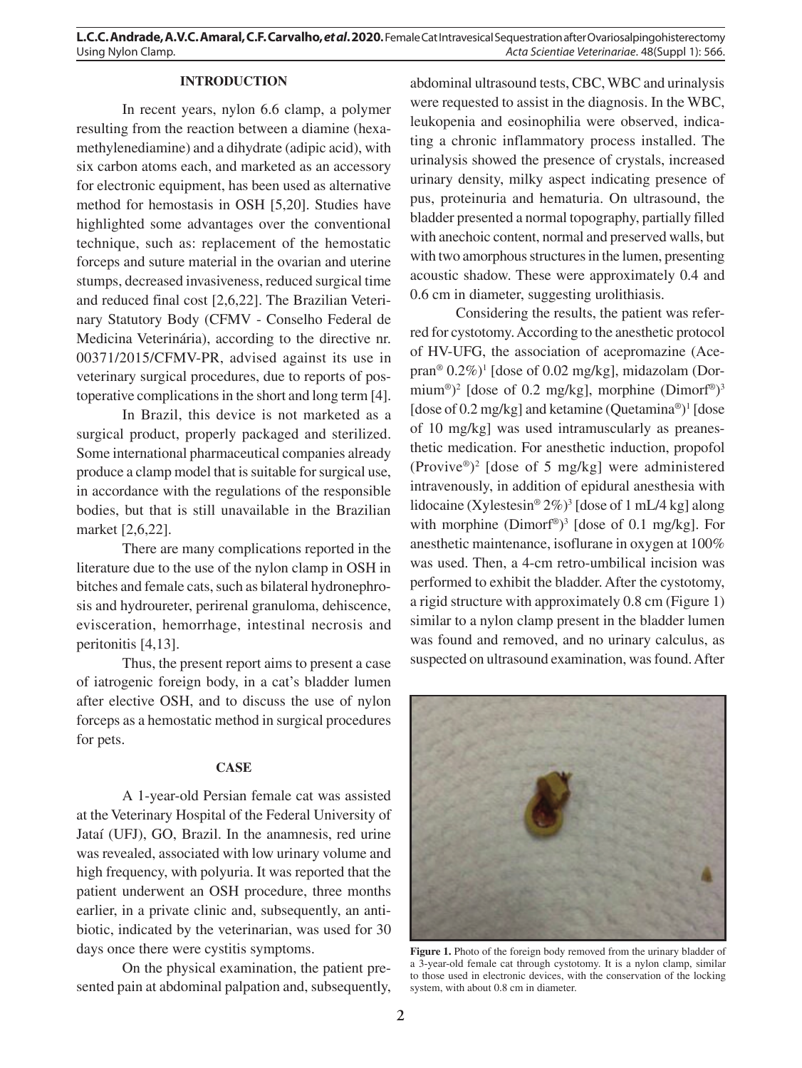## INTRODUCTION

In recent years, nylon 6.6 clamp, a polymer resulting from the reaction between a diamine (hexamethylenediamine) and a dihydrate (adipic acid), with six carbon atoms each, and marketed as an accessory for electronic equipment, has been used as alternative method for hemostasis in OSH [5,20]. Studies have highlighted some advantages over the conventional technique, such as: replacement of the hemostatic forceps and suture material in the ovarian and uterine stumps, decreased invasiveness, reduced surgical time and reduced final cost [2,6,22]. The Brazilian Veterinary Statutory Body (CFMV - Conselho Federal de Medicina Veterinária), according to the directive nr. 00371/2015/CFMV-PR, advised against its use in veterinary surgical procedures, due to reports of postoperative complications in the short and long term [4].

In Brazil, this device is not marketed as a surgical product, properly packaged and sterilized. Some international pharmaceutical companies already produce a clamp model that is suitable for surgical use, in accordance with the regulations of the responsible bodies, but that is still unavailable in the Brazilian market [2,6,22].

There are many complications reported in the literature due to the use of the nylon clamp in OSH in bitches and female cats, such as bilateral hydronephrosis and hydroureter, perirenal granuloma, dehiscence, evisceration, hemorrhage, intestinal necrosis and peritonitis [4,13].

Thus, the present report aims to present a case of iatrogenic foreign body, in a cat's bladder lumen after elective OSH, and to discuss the use of nylon forceps as a hemostatic method in surgical procedures for pets.

## CASE

A 1-year-old Persian female cat was assisted at the Veterinary Hospital of the Federal University of Jataí (UFJ), GO, Brazil. In the anamnesis, red urine was revealed, associated with low urinary volume and high frequency, with polyuria. It was reported that the patient underwent an OSH procedure, three months earlier, in a private clinic and, subsequently, an antibiotic, indicated by the veterinarian, was used for 30 days once there were cystitis symptoms.

On the physical examination, the patient presented pain at abdominal palpation and, subsequently, abdominal ultrasound tests, CBC, WBC and urinalysis were requested to assist in the diagnosis. In the WBC, leukopenia and eosinophilia were observed, indicating a chronic inflammatory process installed. The urinalysis showed the presence of crystals, increased urinary density, milky aspect indicating presence of pus, proteinuria and hematuria. On ultrasound, the bladder presented a normal topography, partially filled with anechoic content, normal and preserved walls, but with two amorphous structures in the lumen, presenting acoustic shadow. These were approximately 0.4 and 0.6 cm in diameter, suggesting urolithiasis.

Considering the results, the patient was referred for cystotomy. According to the anesthetic protocol of HV-UFG, the association of acepromazine (Acepran® 0.2%)[1] [dose of 0.02 mg/kg], midazolam (Dormium®)[2] [dose of 0.2 mg/kg], morphine (Dimorf®)[3] [dose of 0.2 mg/kg] and ketamine (Quetamina®)[1] [dose of 10 mg/kg] was used intramuscularly as preanesthetic medication. For anesthetic induction, propofol (Provive®)[2] [dose of 5 mg/kg] were administered intravenously, in addition of epidural anesthesia with lidocaine (Xylestesin® 2%)[3] [dose of 1 mL/4 kg] along with morphine (Dimorf®)[3] [dose of 0.1 mg/kg]. For anesthetic maintenance, isoflurane in oxygen at 100% was used. Then, a 4-cm retro-umbilical incision was performed to exhibit the bladder. After the cystotomy, a rigid structure with approximately 0.8 cm (Figure 1) similar to a nylon clamp present in the bladder lumen was found and removed, and no urinary calculus, as suspected on ultrasound examination, was found. After

**Figure 1.** Photo of the foreign body removed from the urinary bladder of a 3-year-old female cat through cystotomy. It is a nylon clamp, similar to those used in electronic devices, with the conservation of the locking system, with about 0.8 cm in diameter.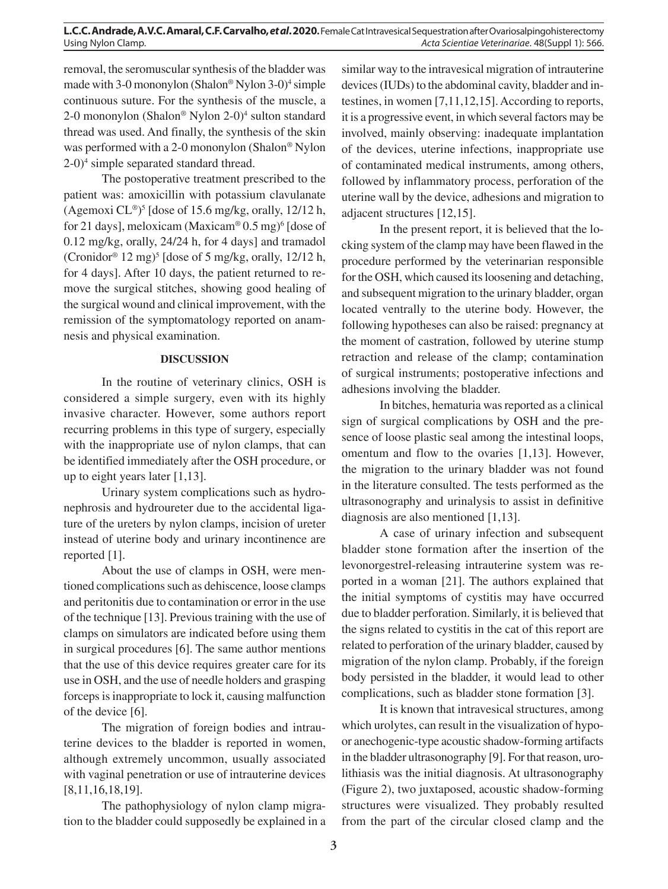removal, the seromuscular synthesis of the bladder was made with 3-0 mononylon (Shalon® Nylon 3-0)[4] simple continuous suture. For the synthesis of the muscle, a 2-0 mononylon (Shalon® Nylon 2-0)[4] sulton standard thread was used. And finally, the synthesis of the skin was performed with a 2-0 mononylon (Shalon® Nylon 2-0)[4] simple separated standard thread.

The postoperative treatment prescribed to the patient was: amoxicillin with potassium clavulanate (Agemoxi CL®)[5] [dose of 15.6 mg/kg, orally, 12/12 h, for 21 days], meloxicam (Maxicam® 0.5 mg)[6] [dose of 0.12 mg/kg, orally, 24/24 h, for 4 days] and tramadol (Cronidor® 12 mg)[5] [dose of 5 mg/kg, orally, 12/12 h, for 4 days]. After 10 days, the patient returned to remove the surgical stitches, showing good healing of the surgical wound and clinical improvement, with the remission of the symptomatology reported on anamnesis and physical examination.

## DISCUSSION

In the routine of veterinary clinics, OSH is considered a simple surgery, even with its highly invasive character. However, some authors report recurring problems in this type of surgery, especially with the inappropriate use of nylon clamps, that can be identified immediately after the OSH procedure, or up to eight years later [1,13].

Urinary system complications such as hydronephrosis and hydroureter due to the accidental ligature of the ureters by nylon clamps, incision of ureter instead of uterine body and urinary incontinence are reported [1].

About the use of clamps in OSH, were mentioned complications such as dehiscence, loose clamps and peritonitis due to contamination or error in the use of the technique [13]. Previous training with the use of clamps on simulators are indicated before using them in surgical procedures [6]. The same author mentions that the use of this device requires greater care for its use in OSH, and the use of needle holders and grasping forceps is inappropriate to lock it, causing malfunction of the device [6].

The migration of foreign bodies and intrauterine devices to the bladder is reported in women, although extremely uncommon, usually associated with vaginal penetration or use of intrauterine devices [8,11,16,18,19].

The pathophysiology of nylon clamp migration to the bladder could supposedly be explained in a similar way to the intravesical migration of intrauterine devices (IUDs) to the abdominal cavity, bladder and intestines, in women [7,11,12,15]. According to reports, it is a progressive event, in which several factors may be involved, mainly observing: inadequate implantation of the devices, uterine infections, inappropriate use of contaminated medical instruments, among others, followed by inflammatory process, perforation of the uterine wall by the device, adhesions and migration to adjacent structures [12,15].

In the present report, it is believed that the locking system of the clamp may have been flawed in the procedure performed by the veterinarian responsible for the OSH, which caused its loosening and detaching, and subsequent migration to the urinary bladder, organ located ventrally to the uterine body. However, the following hypotheses can also be raised: pregnancy at the moment of castration, followed by uterine stump retraction and release of the clamp; contamination of surgical instruments; postoperative infections and adhesions involving the bladder.

In bitches, hematuria was reported as a clinical sign of surgical complications by OSH and the presence of loose plastic seal among the intestinal loops, omentum and flow to the ovaries [1,13]. However, the migration to the urinary bladder was not found in the literature consulted. The tests performed as the ultrasonography and urinalysis to assist in definitive diagnosis are also mentioned [1,13].

A case of urinary infection and subsequent bladder stone formation after the insertion of the levonorgestrel-releasing intrauterine system was reported in a woman [21]. The authors explained that the initial symptoms of cystitis may have occurred due to bladder perforation. Similarly, it is believed that the signs related to cystitis in the cat of this report are related to perforation of the urinary bladder, caused by migration of the nylon clamp. Probably, if the foreign body persisted in the bladder, it would lead to other complications, such as bladder stone formation [3].

It is known that intravesical structures, among which urolytes, can result in the visualization of hypo- or anechogenic-type acoustic shadow-forming artifacts in the bladder ultrasonography [9]. For that reason, urolithiasis was the initial diagnosis. At ultrasonography (Figure 2), two juxtaposed, acoustic shadow-forming structures were visualized. They probably resulted from the part of the circular closed clamp and the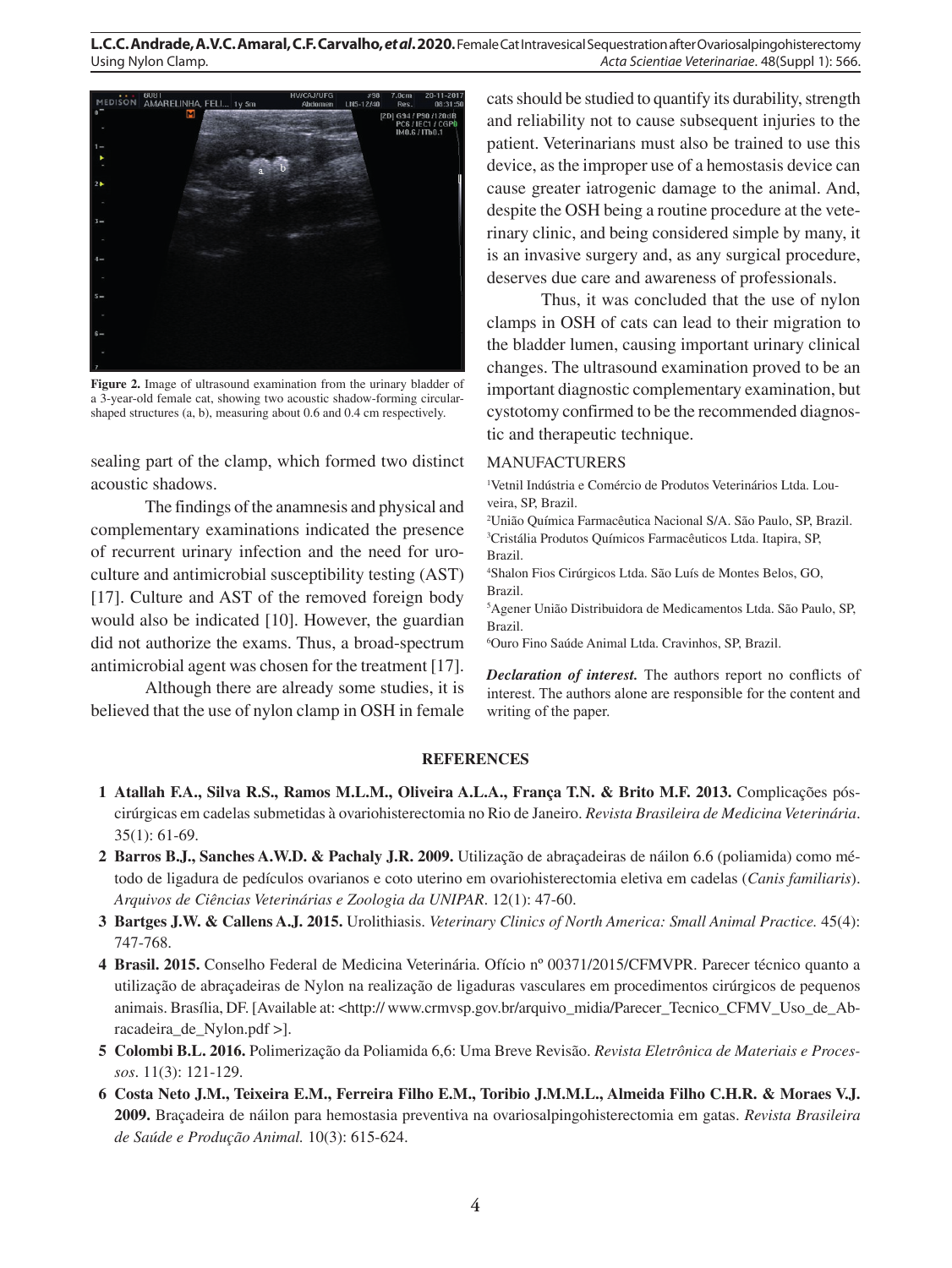**Figure 2.** Image of ultrasound examination from the urinary bladder of a 3-year-old female cat, showing two acoustic shadow-forming circular-shaped structures (a, b), measuring about 0.6 and 0.4 cm respectively.

sealing part of the clamp, which formed two distinct acoustic shadows.

The findings of the anamnesis and physical and complementary examinations indicated the presence of recurrent urinary infection and the need for uroculture and antimicrobial susceptibility testing (AST) [17]. Culture and AST of the removed foreign body would also be indicated [10]. However, the guardian did not authorize the exams. Thus, a broad-spectrum antimicrobial agent was chosen for the treatment [17].

Although there are already some studies, it is believed that the use of nylon clamp in OSH in female cats should be studied to quantify its durability, strength and reliability not to cause subsequent injuries to the patient. Veterinarians must also be trained to use this device, as the improper use of a hemostasis device can cause greater iatrogenic damage to the animal. And, despite the OSH being a routine procedure at the veterinary clinic, and being considered simple by many, it is an invasive surgery and, as any surgical procedure, deserves due care and awareness of professionals.

Thus, it was concluded that the use of nylon clamps in OSH of cats can lead to their migration to the bladder lumen, causing important urinary clinical changes. The ultrasound examination proved to be an important diagnostic complementary examination, but cystotomy confirmed to be the recommended diagnostic and therapeutic technique.

MANUFACTURERS

[1]Vetnil Indústria e Comércio de Produtos Veterinários Ltda. Louveira, SP, Brazil.
[2]União Química Farmacêutica Nacional S/A. São Paulo, SP, Brazil.
[3]Cristália Produtos Químicos Farmacêuticos Ltda. Itapira, SP, Brazil.
[4]Shalon Fios Cirúrgicos Ltda. São Luís de Montes Belos, GO, Brazil.
[5]Agener União Distribuidora de Medicamentos Ltda. São Paulo, SP, Brazil.
[6]Ouro Fino Saúde Animal Ltda. Cravinhos, SP, Brazil.

***Declaration of interest.*** The authors report no conflicts of interest. The authors alone are responsible for the content and writing of the paper.

## REFERENCES

1 **Atallah F.A., Silva R.S., Ramos M.L.M., Oliveira A.L.A., França T.N. & Brito M.F. 2013.** Complicações pós-cirúrgicas em cadelas submetidas à ovariohisterectomia no Rio de Janeiro. *Revista Brasileira de Medicina Veterinária*. 35(1): 61-69.

2 **Barros B.J., Sanches A.W.D. & Pachaly J.R. 2009.** Utilização de abraçadeiras de náilon 6.6 (poliamida) como método de ligadura de pedículos ovarianos e coto uterino em ovariohisterectomia eletiva em cadelas (*Canis familiaris*). *Arquivos de Ciências Veterinárias e Zoologia da UNIPAR*. 12(1): 47-60.

3 **Bartges J.W. & Callens A.J. 2015.** Urolithiasis. *Veterinary Clinics of North America: Small Animal Practice.* 45(4): 747-768.

4 **Brasil. 2015.** Conselho Federal de Medicina Veterinária. Ofício nº 00371/2015/CFMVPR. Parecer técnico quanto a utilização de abraçadeiras de Nylon na realização de ligaduras vasculares em procedimentos cirúrgicos de pequenos animais. Brasília, DF. [Available at: <http:// www.crmvsp.gov.br/arquivo_midia/Parecer_Tecnico_CFMV_Uso_de_Abracadeira_de_Nylon.pdf >].

5 **Colombi B.L. 2016.** Polimerização da Poliamida 6,6: Uma Breve Revisão. *Revista Eletrônica de Materiais e Processos*. 11(3): 121-129.

6 **Costa Neto J.M., Teixeira E.M., Ferreira Filho E.M., Toribio J.M.M.L., Almeida Filho C.H.R. & Moraes V.J. 2009.** Braçadeira de náilon para hemostasia preventiva na ovariosalpingohisterectomia em gatas. *Revista Brasileira de Saúde e Produção Animal.* 10(3): 615-624.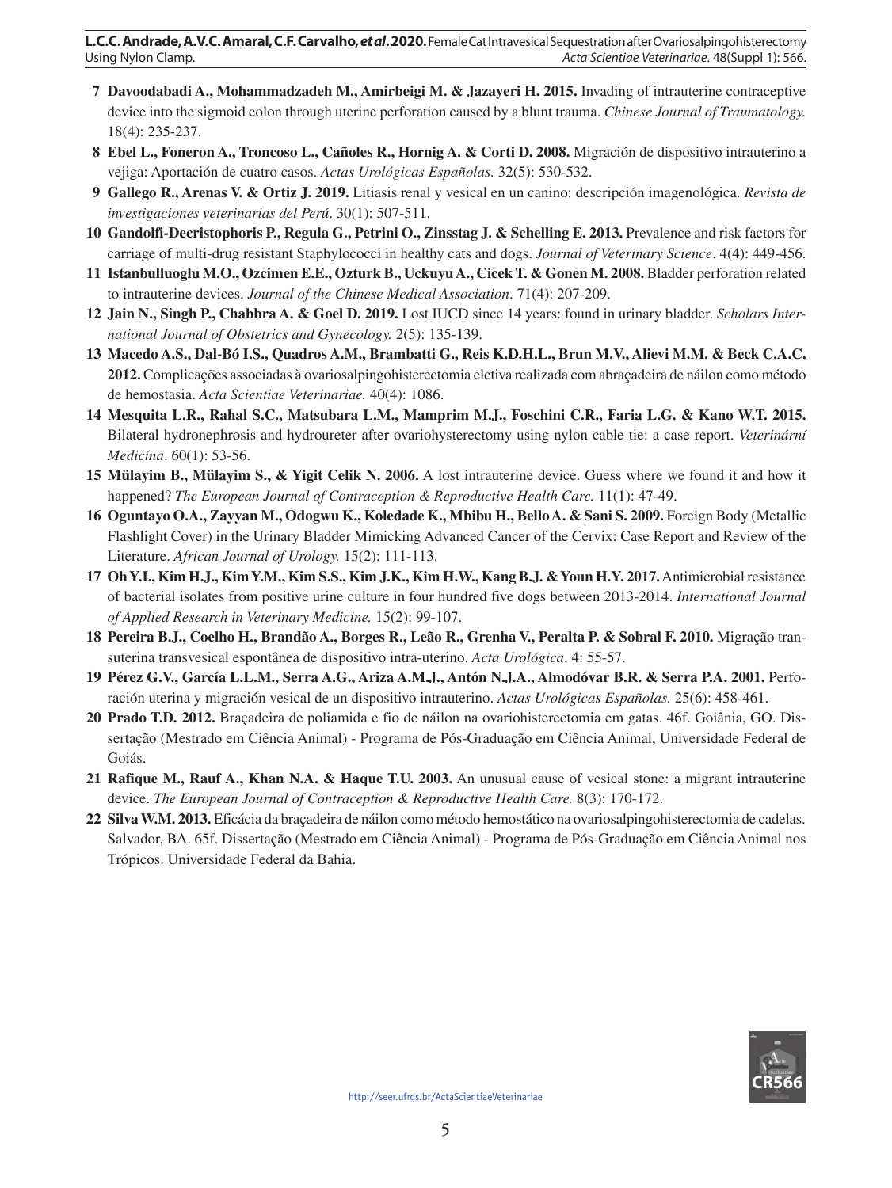7 **Davoodabadi A., Mohammadzadeh M., Amirbeigi M. & Jazayeri H. 2015.** Invading of intrauterine contraceptive device into the sigmoid colon through uterine perforation caused by a blunt trauma. *Chinese Journal of Traumatology.* 18(4): 235-237.

8 **Ebel L., Foneron A., Troncoso L., Cañoles R., Hornig A. & Corti D. 2008.** Migración de dispositivo intrauterino a vejiga: Aportación de cuatro casos. *Actas Urológicas Españolas.* 32(5): 530-532.

9 **Gallego R., Arenas V. & Ortiz J. 2019.** Litiasis renal y vesical en un canino: descripción imagenológica. *Revista de investigaciones veterinarias del Perú*. 30(1): 507-511.

10 **Gandolfi-Decristophoris P., Regula G., Petrini O., Zinsstag J. & Schelling E. 2013.** Prevalence and risk factors for carriage of multi-drug resistant Staphylococci in healthy cats and dogs. *Journal of Veterinary Science*. 4(4): 449-456.

11 **Istanbulluoglu M.O., Ozcimen E.E., Ozturk B., Uckuyu A., Cicek T. & Gonen M. 2008.** Bladder perforation related to intrauterine devices. *Journal of the Chinese Medical Association*. 71(4): 207-209.

12 **Jain N., Singh P., Chabbra A. & Goel D. 2019.** Lost IUCD since 14 years: found in urinary bladder. *Scholars International Journal of Obstetrics and Gynecology.* 2(5): 135-139.

13 **Macedo A.S., Dal-Bó I.S., Quadros A.M., Brambatti G., Reis K.D.H.L., Brun M.V., Alievi M.M. & Beck C.A.C. 2012.** Complicações associadas à ovariosalpingohisterectomia eletiva realizada com abraçadeira de náilon como método de hemostasia. *Acta Scientiae Veterinariae.* 40(4): 1086.

14 **Mesquita L.R., Rahal S.C., Matsubara L.M., Mamprim M.J., Foschini C.R., Faria L.G. & Kano W.T. 2015.** Bilateral hydronephrosis and hydroureter after ovariohysterectomy using nylon cable tie: a case report. *Veterinární Medicína*. 60(1): 53-56.

15 **Mülayim B., Mülayim S., & Yigit Celik N. 2006.** A lost intrauterine device. Guess where we found it and how it happened? *The European Journal of Contraception & Reproductive Health Care.* 11(1): 47-49.

16 **Oguntayo O.A., Zayyan M., Odogwu K., Koledade K., Mbibu H., Bello A. & Sani S. 2009.** Foreign Body (Metallic Flashlight Cover) in the Urinary Bladder Mimicking Advanced Cancer of the Cervix: Case Report and Review of the Literature. *African Journal of Urology.* 15(2): 111-113.

17 **Oh Y.I., Kim H.J., Kim Y.M., Kim S.S., Kim J.K., Kim H.W., Kang B.J. & Youn H.Y. 2017.** Antimicrobial resistance of bacterial isolates from positive urine culture in four hundred five dogs between 2013-2014. *International Journal of Applied Research in Veterinary Medicine.* 15(2): 99-107.

18 **Pereira B.J., Coelho H., Brandão A., Borges R., Leão R., Grenha V., Peralta P. & Sobral F. 2010.** Migração transuterina transvesical espontânea de dispositivo intra-uterino. *Acta Urológica*. 4: 55-57.

19 **Pérez G.V., García L.L.M., Serra A.G., Ariza A.M.J., Antón N.J.A., Almodóvar B.R. & Serra P.A. 2001.** Perforación uterina y migración vesical de un dispositivo intrauterino. *Actas Urológicas Españolas.* 25(6): 458-461.

20 **Prado T.D. 2012.** Braçadeira de poliamida e fio de náilon na ovariohisterectomia em gatas. 46f. Goiânia, GO. Dissertação (Mestrado em Ciência Animal) - Programa de Pós-Graduação em Ciência Animal, Universidade Federal de Goiás.

21 **Rafique M., Rauf A., Khan N.A. & Haque T.U. 2003.** An unusual cause of vesical stone: a migrant intrauterine device. *The European Journal of Contraception & Reproductive Health Care.* 8(3): 170-172.

22 **Silva W.M. 2013.** Eficácia da braçadeira de náilon como método hemostático na ovariosalpingohisterectomia de cadelas. Salvador, BA. 65f. Dissertação (Mestrado em Ciência Animal) - Programa de Pós-Graduação em Ciência Animal nos Trópicos. Universidade Federal da Bahia.